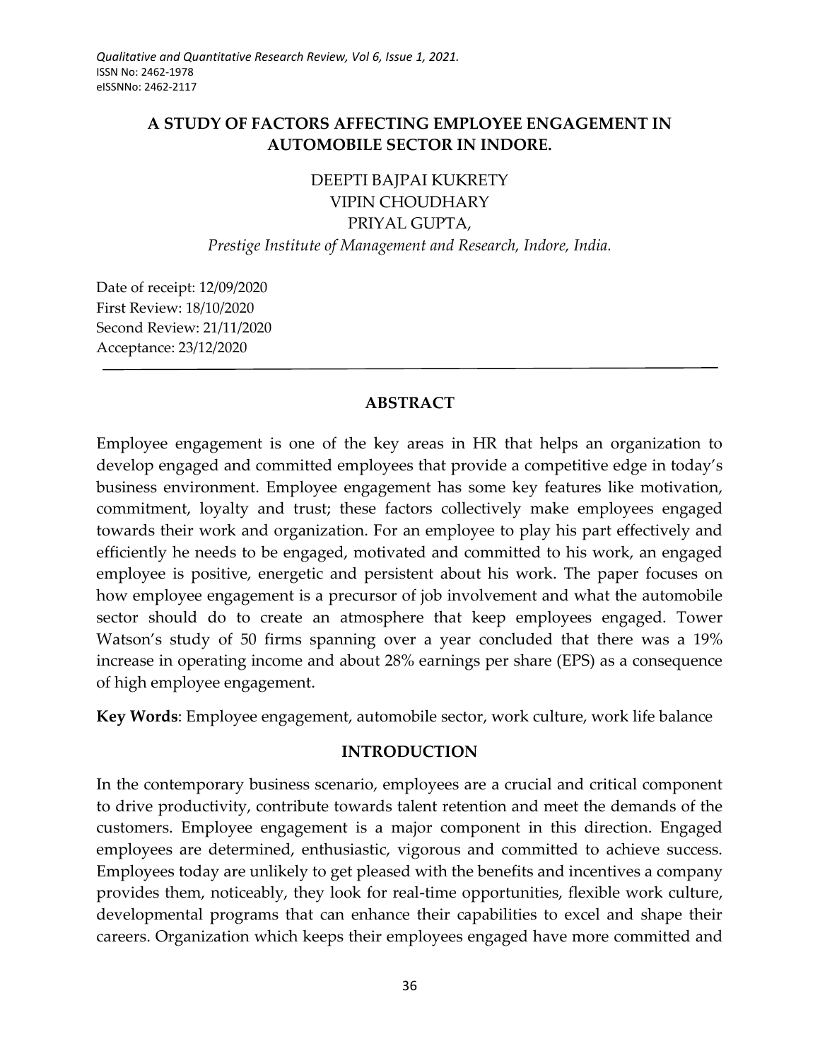# A STUDY OF FACTORS AFFECTING EMPLOYEE ENGAGEMENT IN AUTOMOBILE SECTOR IN INDORE.

DEEPTI BAJPAI KUKRETY
VIPIN CHOUDHARY
PRIYAL GUPTA,
*Prestige Institute of Management and Research, Indore, India.*

Date of receipt: 12/09/2020
First Review: 18/10/2020
Second Review: 21/11/2020
Acceptance: 23/12/2020

## ABSTRACT

Employee engagement is one of the key areas in HR that helps an organization to develop engaged and committed employees that provide a competitive edge in today's business environment. Employee engagement has some key features like motivation, commitment, loyalty and trust; these factors collectively make employees engaged towards their work and organization. For an employee to play his part effectively and efficiently he needs to be engaged, motivated and committed to his work, an engaged employee is positive, energetic and persistent about his work. The paper focuses on how employee engagement is a precursor of job involvement and what the automobile sector should do to create an atmosphere that keep employees engaged. Tower Watson's study of 50 firms spanning over a year concluded that there was a 19% increase in operating income and about 28% earnings per share (EPS) as a consequence of high employee engagement.

**Key Words**: Employee engagement, automobile sector, work culture, work life balance

## INTRODUCTION

In the contemporary business scenario, employees are a crucial and critical component to drive productivity, contribute towards talent retention and meet the demands of the customers. Employee engagement is a major component in this direction. Engaged employees are determined, enthusiastic, vigorous and committed to achieve success. Employees today are unlikely to get pleased with the benefits and incentives a company provides them, noticeably, they look for real-time opportunities, flexible work culture, developmental programs that can enhance their capabilities to excel and shape their careers. Organization which keeps their employees engaged have more committed and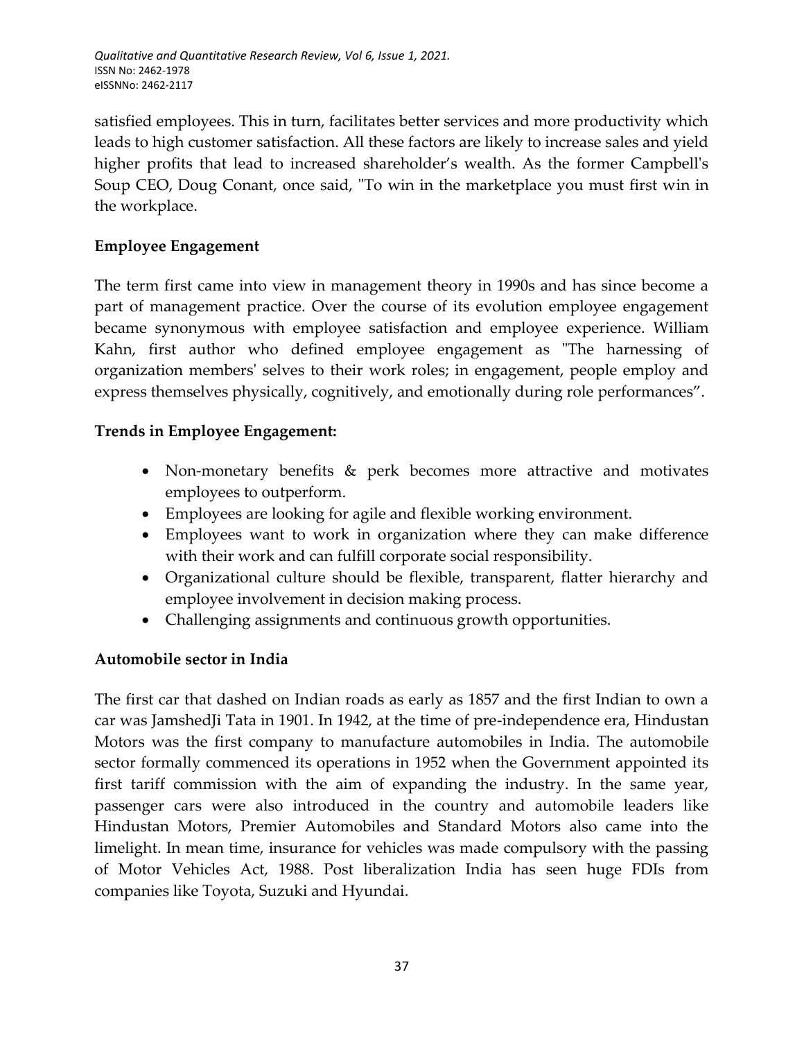satisfied employees. This in turn, facilitates better services and more productivity which leads to high customer satisfaction. All these factors are likely to increase sales and yield higher profits that lead to increased shareholder's wealth. As the former Campbell's Soup CEO, Doug Conant, once said, "To win in the marketplace you must first win in the workplace.

## Employee Engagement

The term first came into view in management theory in 1990s and has since become a part of management practice. Over the course of its evolution employee engagement became synonymous with employee satisfaction and employee experience. William Kahn, first author who defined employee engagement as "The harnessing of organization members' selves to their work roles; in engagement, people employ and express themselves physically, cognitively, and emotionally during role performances".

## Trends in Employee Engagement:

- Non-monetary benefits & perk becomes more attractive and motivates employees to outperform.
- Employees are looking for agile and flexible working environment.
- Employees want to work in organization where they can make difference with their work and can fulfill corporate social responsibility.
- Organizational culture should be flexible, transparent, flatter hierarchy and employee involvement in decision making process.
- Challenging assignments and continuous growth opportunities.

## Automobile sector in India

The first car that dashed on Indian roads as early as 1857 and the first Indian to own a car was JamshedJi Tata in 1901. In 1942, at the time of pre-independence era, Hindustan Motors was the first company to manufacture automobiles in India. The automobile sector formally commenced its operations in 1952 when the Government appointed its first tariff commission with the aim of expanding the industry. In the same year, passenger cars were also introduced in the country and automobile leaders like Hindustan Motors, Premier Automobiles and Standard Motors also came into the limelight. In mean time, insurance for vehicles was made compulsory with the passing of Motor Vehicles Act, 1988. Post liberalization India has seen huge FDIs from companies like Toyota, Suzuki and Hyundai.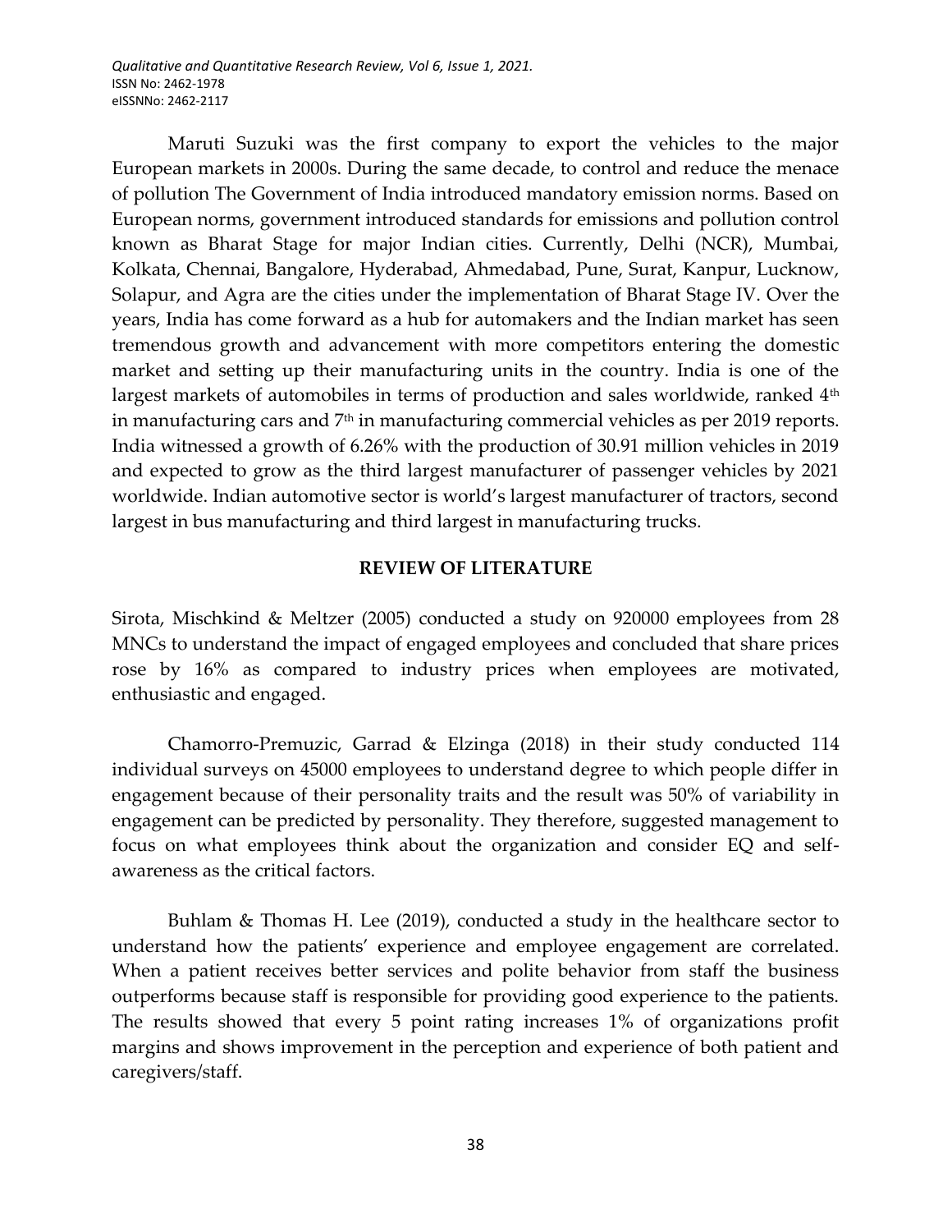Maruti Suzuki was the first company to export the vehicles to the major European markets in 2000s. During the same decade, to control and reduce the menace of pollution The Government of India introduced mandatory emission norms. Based on European norms, government introduced standards for emissions and pollution control known as Bharat Stage for major Indian cities. Currently, Delhi (NCR), Mumbai, Kolkata, Chennai, Bangalore, Hyderabad, Ahmedabad, Pune, Surat, Kanpur, Lucknow, Solapur, and Agra are the cities under the implementation of Bharat Stage IV. Over the years, India has come forward as a hub for automakers and the Indian market has seen tremendous growth and advancement with more competitors entering the domestic market and setting up their manufacturing units in the country. India is one of the largest markets of automobiles in terms of production and sales worldwide, ranked 4th in manufacturing cars and 7th in manufacturing commercial vehicles as per 2019 reports. India witnessed a growth of 6.26% with the production of 30.91 million vehicles in 2019 and expected to grow as the third largest manufacturer of passenger vehicles by 2021 worldwide. Indian automotive sector is world's largest manufacturer of tractors, second largest in bus manufacturing and third largest in manufacturing trucks.

## REVIEW OF LITERATURE

Sirota, Mischkind & Meltzer (2005) conducted a study on 920000 employees from 28 MNCs to understand the impact of engaged employees and concluded that share prices rose by 16% as compared to industry prices when employees are motivated, enthusiastic and engaged.

Chamorro-Premuzic, Garrad & Elzinga (2018) in their study conducted 114 individual surveys on 45000 employees to understand degree to which people differ in engagement because of their personality traits and the result was 50% of variability in engagement can be predicted by personality. They therefore, suggested management to focus on what employees think about the organization and consider EQ and self-awareness as the critical factors.

Buhlam & Thomas H. Lee (2019), conducted a study in the healthcare sector to understand how the patients' experience and employee engagement are correlated. When a patient receives better services and polite behavior from staff the business outperforms because staff is responsible for providing good experience to the patients. The results showed that every 5 point rating increases 1% of organizations profit margins and shows improvement in the perception and experience of both patient and caregivers/staff.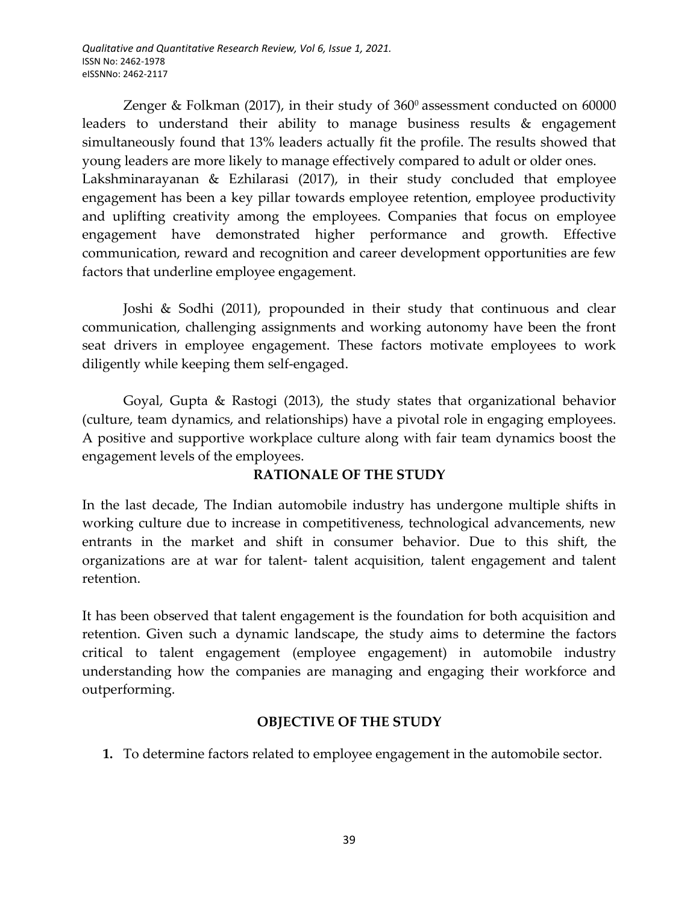Zenger & Folkman (2017), in their study of $360^0$ assessment conducted on 60000 leaders to understand their ability to manage business results & engagement simultaneously found that 13% leaders actually fit the profile. The results showed that young leaders are more likely to manage effectively compared to adult or older ones. Lakshminarayanan & Ezhilarasi (2017), in their study concluded that employee engagement has been a key pillar towards employee retention, employee productivity and uplifting creativity among the employees. Companies that focus on employee engagement have demonstrated higher performance and growth. Effective communication, reward and recognition and career development opportunities are few factors that underline employee engagement.

Joshi & Sodhi (2011), propounded in their study that continuous and clear communication, challenging assignments and working autonomy have been the front seat drivers in employee engagement. These factors motivate employees to work diligently while keeping them self-engaged.

Goyal, Gupta & Rastogi (2013), the study states that organizational behavior (culture, team dynamics, and relationships) have a pivotal role in engaging employees. A positive and supportive workplace culture along with fair team dynamics boost the engagement levels of the employees.

## RATIONALE OF THE STUDY

In the last decade, The Indian automobile industry has undergone multiple shifts in working culture due to increase in competitiveness, technological advancements, new entrants in the market and shift in consumer behavior. Due to this shift, the organizations are at war for talent- talent acquisition, talent engagement and talent retention.

It has been observed that talent engagement is the foundation for both acquisition and retention. Given such a dynamic landscape, the study aims to determine the factors critical to talent engagement (employee engagement) in automobile industry understanding how the companies are managing and engaging their workforce and outperforming.

## OBJECTIVE OF THE STUDY

1. To determine factors related to employee engagement in the automobile sector.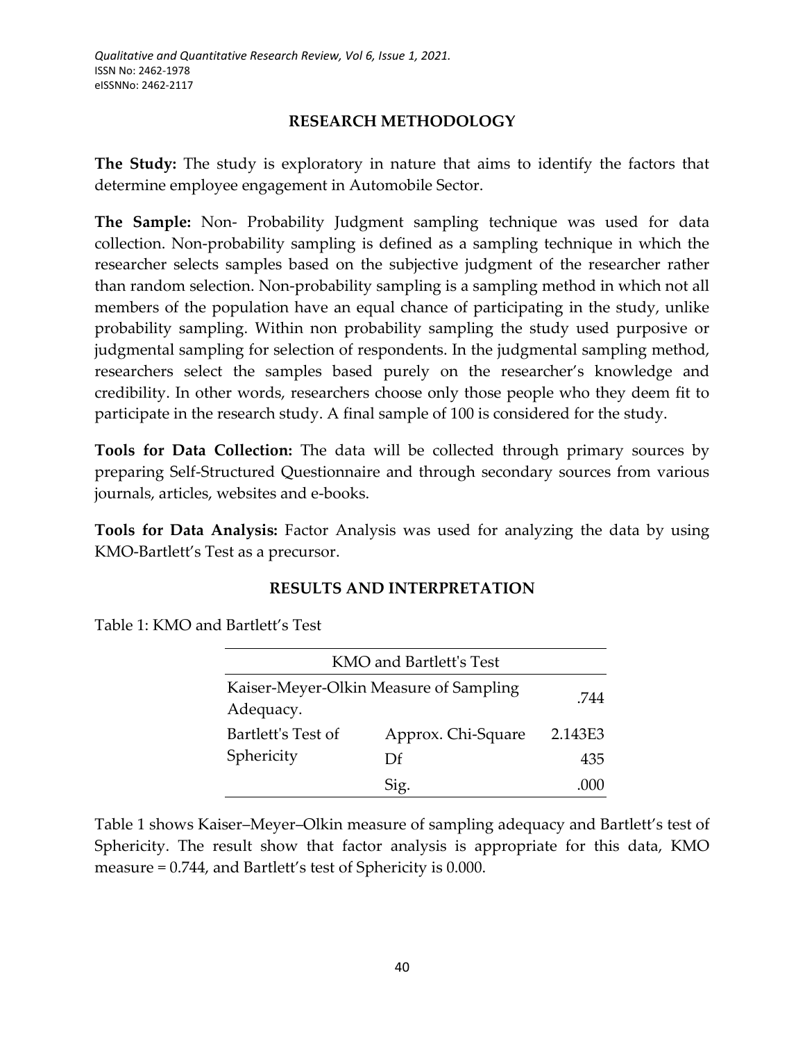## RESEARCH METHODOLOGY

**The Study:** The study is exploratory in nature that aims to identify the factors that determine employee engagement in Automobile Sector.

**The Sample:** Non- Probability Judgment sampling technique was used for data collection. Non-probability sampling is defined as a sampling technique in which the researcher selects samples based on the subjective judgment of the researcher rather than random selection. Non-probability sampling is a sampling method in which not all members of the population have an equal chance of participating in the study, unlike probability sampling. Within non probability sampling the study used purposive or judgmental sampling for selection of respondents. In the judgmental sampling method, researchers select the samples based purely on the researcher's knowledge and credibility. In other words, researchers choose only those people who they deem fit to participate in the research study. A final sample of 100 is considered for the study.

**Tools for Data Collection:** The data will be collected through primary sources by preparing Self-Structured Questionnaire and through secondary sources from various journals, articles, websites and e-books.

**Tools for Data Analysis:** Factor Analysis was used for analyzing the data by using KMO-Bartlett's Test as a precursor.

## RESULTS AND INTERPRETATION

Table 1: KMO and Bartlett's Test

| KMO and Bartlett's Test | | |
|---|---|---|
| Kaiser-Meyer-Olkin Measure of Sampling Adequacy. | | .744 |
| Bartlett's Test of Sphericity | Approx. Chi-Square | 2.143E3 |
| | Df | 435 |
| | Sig. | .000 |

Table 1 shows Kaiser–Meyer–Olkin measure of sampling adequacy and Bartlett's test of Sphericity. The result show that factor analysis is appropriate for this data, KMO measure = 0.744, and Bartlett's test of Sphericity is 0.000.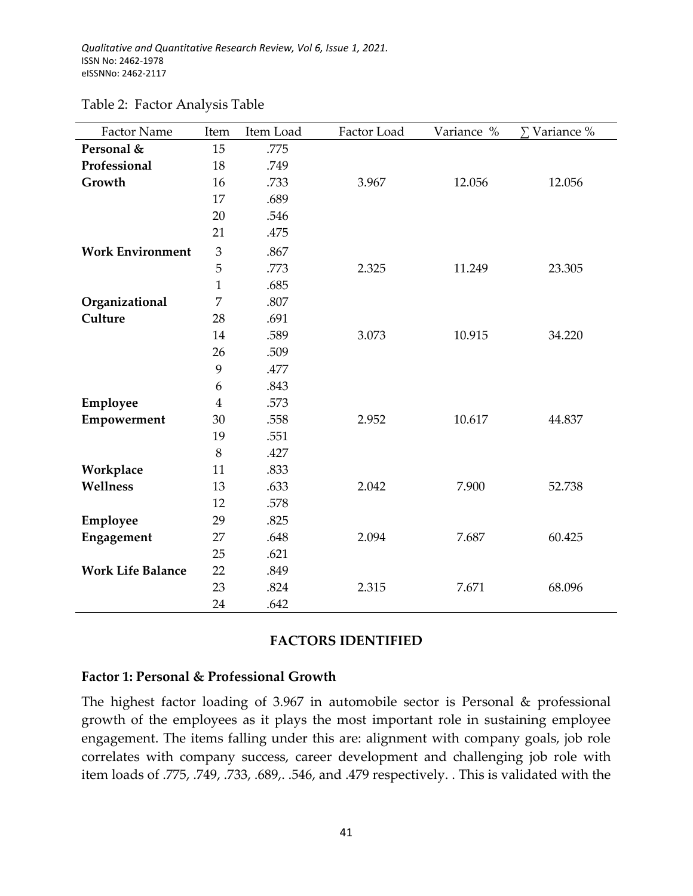Table 2: Factor Analysis Table

| Factor Name | Item | Item Load | Factor Load | Variance % | ∑ Variance % |
|---|---|---|---|---|---|
| **Personal & Professional Growth** | 15 | .775 | 3.967 | 12.056 | 12.056 |
| | 18 | .749 | | | |
| | 16 | .733 | | | |
| | 17 | .689 | | | |
| | 20 | .546 | | | |
| | 21 | .475 | | | |
| **Work Environment** | 3 | .867 | 2.325 | 11.249 | 23.305 |
| | 5 | .773 | | | |
| | 1 | .685 | | | |
| **Organizational Culture** | 7 | .807 | 3.073 | 10.915 | 34.220 |
| | 28 | .691 | | | |
| | 14 | .589 | | | |
| | 26 | .509 | | | |
| | 9 | .477 | | | |
| | 6 | .843 | | | |
| **Employee Empowerment** | 4 | .573 | 2.952 | 10.617 | 44.837 |
| | 30 | .558 | | | |
| | 19 | .551 | | | |
| | 8 | .427 | | | |
| **Workplace Wellness** | 11 | .833 | 2.042 | 7.900 | 52.738 |
| | 13 | .633 | | | |
| | 12 | .578 | | | |
| **Employee Engagement** | 29 | .825 | 2.094 | 7.687 | 60.425 |
| | 27 | .648 | | | |
| | 25 | .621 | | | |
| **Work Life Balance** | 22 | .849 | 2.315 | 7.671 | 68.096 |
| | 23 | .824 | | | |
| | 24 | .642 | | | |

## FACTORS IDENTIFIED

### Factor 1: Personal & Professional Growth

The highest factor loading of 3.967 in automobile sector is Personal & professional growth of the employees as it plays the most important role in sustaining employee engagement. The items falling under this are: alignment with company goals, job role correlates with company success, career development and challenging job role with item loads of .775, .749, .733, .689,. .546, and .479 respectively. . This is validated with the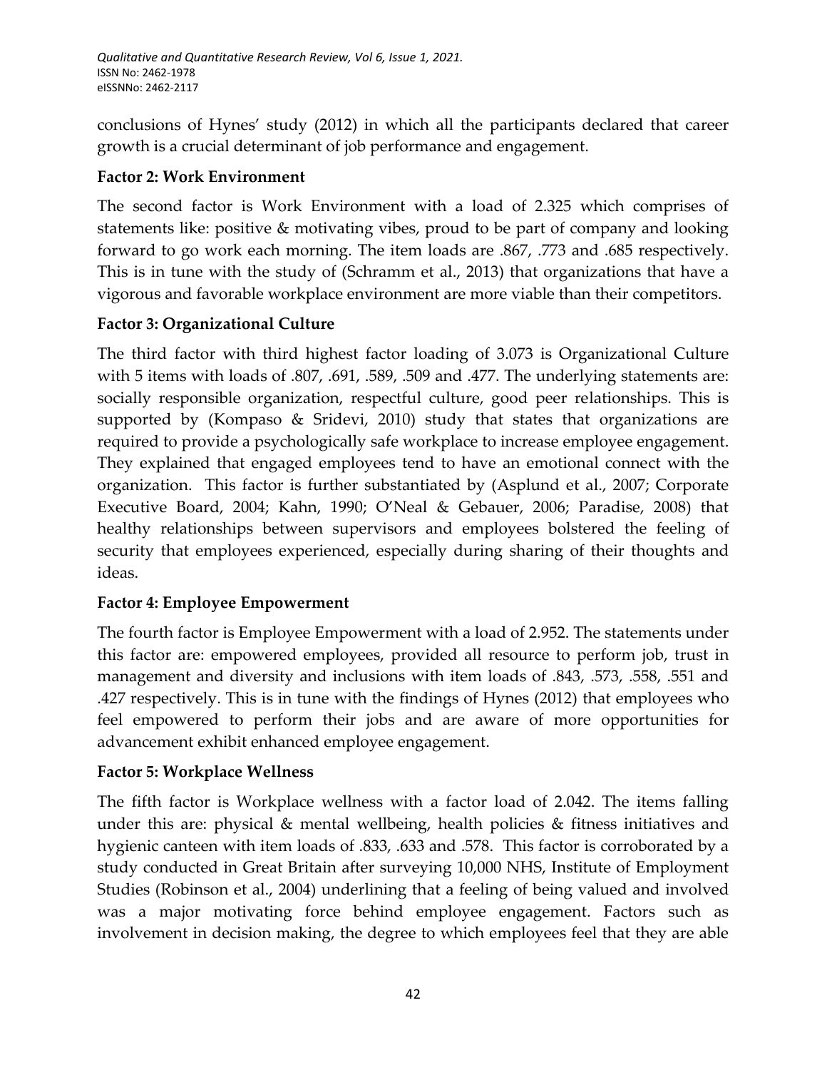conclusions of Hynes' study (2012) in which all the participants declared that career growth is a crucial determinant of job performance and engagement.

### Factor 2: Work Environment

The second factor is Work Environment with a load of 2.325 which comprises of statements like: positive & motivating vibes, proud to be part of company and looking forward to go work each morning. The item loads are .867, .773 and .685 respectively. This is in tune with the study of (Schramm et al., 2013) that organizations that have a vigorous and favorable workplace environment are more viable than their competitors.

### Factor 3: Organizational Culture

The third factor with third highest factor loading of 3.073 is Organizational Culture with 5 items with loads of .807, .691, .589, .509 and .477. The underlying statements are: socially responsible organization, respectful culture, good peer relationships. This is supported by (Kompaso & Sridevi, 2010) study that states that organizations are required to provide a psychologically safe workplace to increase employee engagement. They explained that engaged employees tend to have an emotional connect with the organization. This factor is further substantiated by (Asplund et al., 2007; Corporate Executive Board, 2004; Kahn, 1990; O'Neal & Gebauer, 2006; Paradise, 2008) that healthy relationships between supervisors and employees bolstered the feeling of security that employees experienced, especially during sharing of their thoughts and ideas.

### Factor 4: Employee Empowerment

The fourth factor is Employee Empowerment with a load of 2.952. The statements under this factor are: empowered employees, provided all resource to perform job, trust in management and diversity and inclusions with item loads of .843, .573, .558, .551 and .427 respectively. This is in tune with the findings of Hynes (2012) that employees who feel empowered to perform their jobs and are aware of more opportunities for advancement exhibit enhanced employee engagement.

### Factor 5: Workplace Wellness

The fifth factor is Workplace wellness with a factor load of 2.042. The items falling under this are: physical & mental wellbeing, health policies & fitness initiatives and hygienic canteen with item loads of .833, .633 and .578. This factor is corroborated by a study conducted in Great Britain after surveying 10,000 NHS, Institute of Employment Studies (Robinson et al., 2004) underlining that a feeling of being valued and involved was a major motivating force behind employee engagement. Factors such as involvement in decision making, the degree to which employees feel that they are able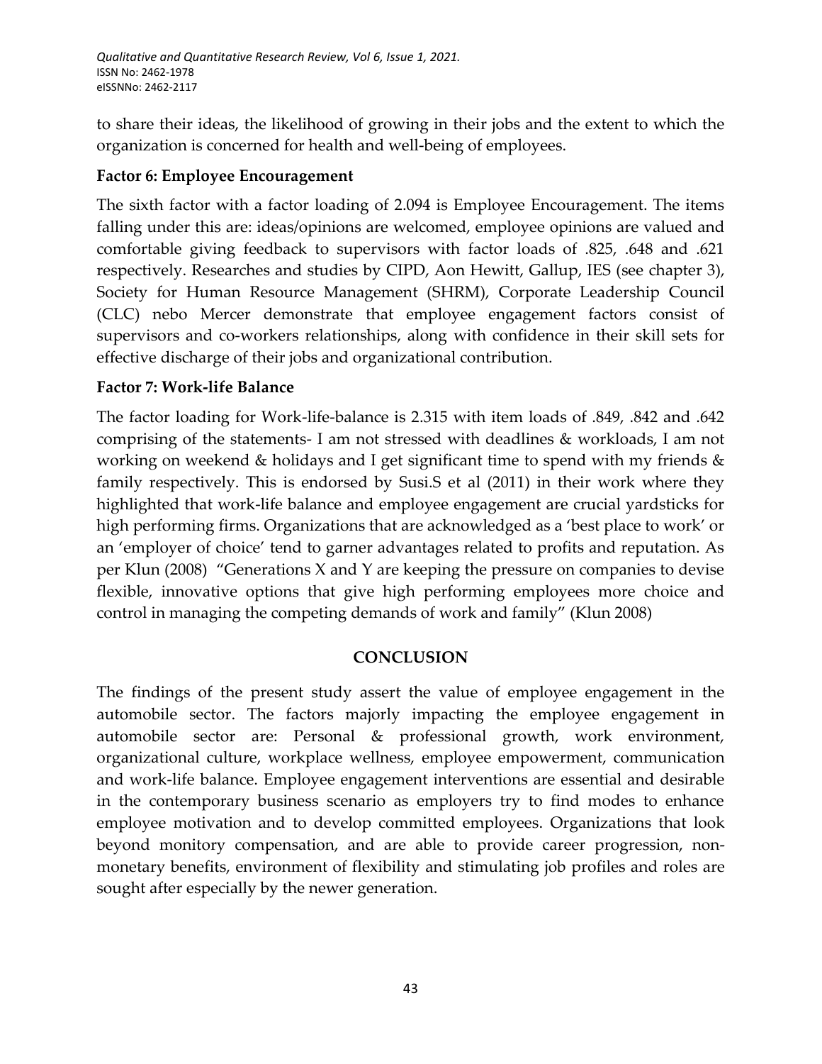to share their ideas, the likelihood of growing in their jobs and the extent to which the organization is concerned for health and well-being of employees.

### Factor 6: Employee Encouragement

The sixth factor with a factor loading of 2.094 is Employee Encouragement. The items falling under this are: ideas/opinions are welcomed, employee opinions are valued and comfortable giving feedback to supervisors with factor loads of .825, .648 and .621 respectively. Researches and studies by CIPD, Aon Hewitt, Gallup, IES (see chapter 3), Society for Human Resource Management (SHRM), Corporate Leadership Council (CLC) nebo Mercer demonstrate that employee engagement factors consist of supervisors and co-workers relationships, along with confidence in their skill sets for effective discharge of their jobs and organizational contribution.

### Factor 7: Work-life Balance

The factor loading for Work-life-balance is 2.315 with item loads of .849, .842 and .642 comprising of the statements- I am not stressed with deadlines & workloads, I am not working on weekend & holidays and I get significant time to spend with my friends & family respectively. This is endorsed by Susi.S et al (2011) in their work where they highlighted that work-life balance and employee engagement are crucial yardsticks for high performing firms. Organizations that are acknowledged as a 'best place to work' or an 'employer of choice' tend to garner advantages related to profits and reputation. As per Klun (2008) "Generations X and Y are keeping the pressure on companies to devise flexible, innovative options that give high performing employees more choice and control in managing the competing demands of work and family" (Klun 2008)

## CONCLUSION

The findings of the present study assert the value of employee engagement in the automobile sector. The factors majorly impacting the employee engagement in automobile sector are: Personal & professional growth, work environment, organizational culture, workplace wellness, employee empowerment, communication and work-life balance. Employee engagement interventions are essential and desirable in the contemporary business scenario as employers try to find modes to enhance employee motivation and to develop committed employees. Organizations that look beyond monitory compensation, and are able to provide career progression, non-monetary benefits, environment of flexibility and stimulating job profiles and roles are sought after especially by the newer generation.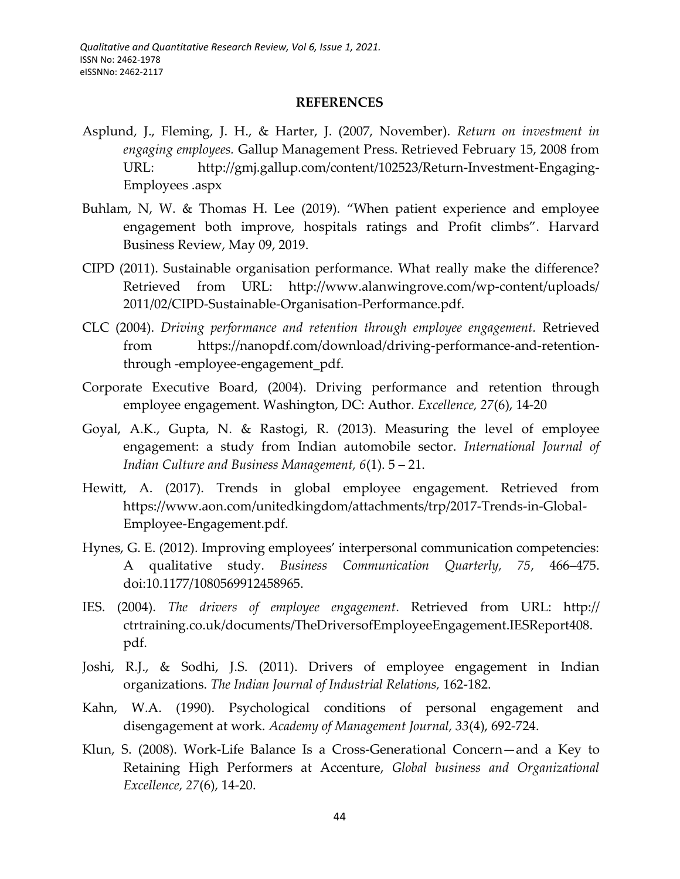## REFERENCES

Asplund, J., Fleming, J. H., & Harter, J. (2007, November). *Return on investment in engaging employees.* Gallup Management Press. Retrieved February 15, 2008 from URL: http://gmj.gallup.com/content/102523/Return-Investment-Engaging-Employees .aspx

Buhlam, N, W. & Thomas H. Lee (2019). "When patient experience and employee engagement both improve, hospitals ratings and Profit climbs". Harvard Business Review, May 09, 2019.

CIPD (2011). Sustainable organisation performance. What really make the difference? Retrieved from URL: http://www.alanwingrove.com/wp-content/uploads/ 2011/02/CIPD-Sustainable-Organisation-Performance.pdf.

CLC (2004). *Driving performance and retention through employee engagement.* Retrieved from https://nanopdf.com/download/driving-performance-and-retention-through -employee-engagement_pdf.

Corporate Executive Board, (2004). Driving performance and retention through employee engagement. Washington, DC: Author. *Excellence, 27*(6), 14-20

Goyal, A.K., Gupta, N. & Rastogi, R. (2013). Measuring the level of employee engagement: a study from Indian automobile sector. *International Journal of Indian Culture and Business Management, 6*(1). 5 – 21.

Hewitt, A. (2017). Trends in global employee engagement. Retrieved from https://www.aon.com/unitedkingdom/attachments/trp/2017-Trends-in-Global-Employee-Engagement.pdf.

Hynes, G. E. (2012). Improving employees' interpersonal communication competencies: A qualitative study. *Business Communication Quarterly, 75*, 466–475. doi:10.1177/1080569912458965.

IES. (2004). *The drivers of employee engagement*. Retrieved from URL: http:// ctrtraining.co.uk/documents/TheDriversofEmployeeEngagement.IESReport408. pdf.

Joshi, R.J., & Sodhi, J.S. (2011). Drivers of employee engagement in Indian organizations. *The Indian Journal of Industrial Relations,* 162-182.

Kahn, W.A. (1990). Psychological conditions of personal engagement and disengagement at work. *Academy of Management Journal, 33*(4), 692-724.

Klun, S. (2008). Work-Life Balance Is a Cross-Generational Concern—and a Key to Retaining High Performers at Accenture, *Global business and Organizational Excellence, 27*(6), 14-20.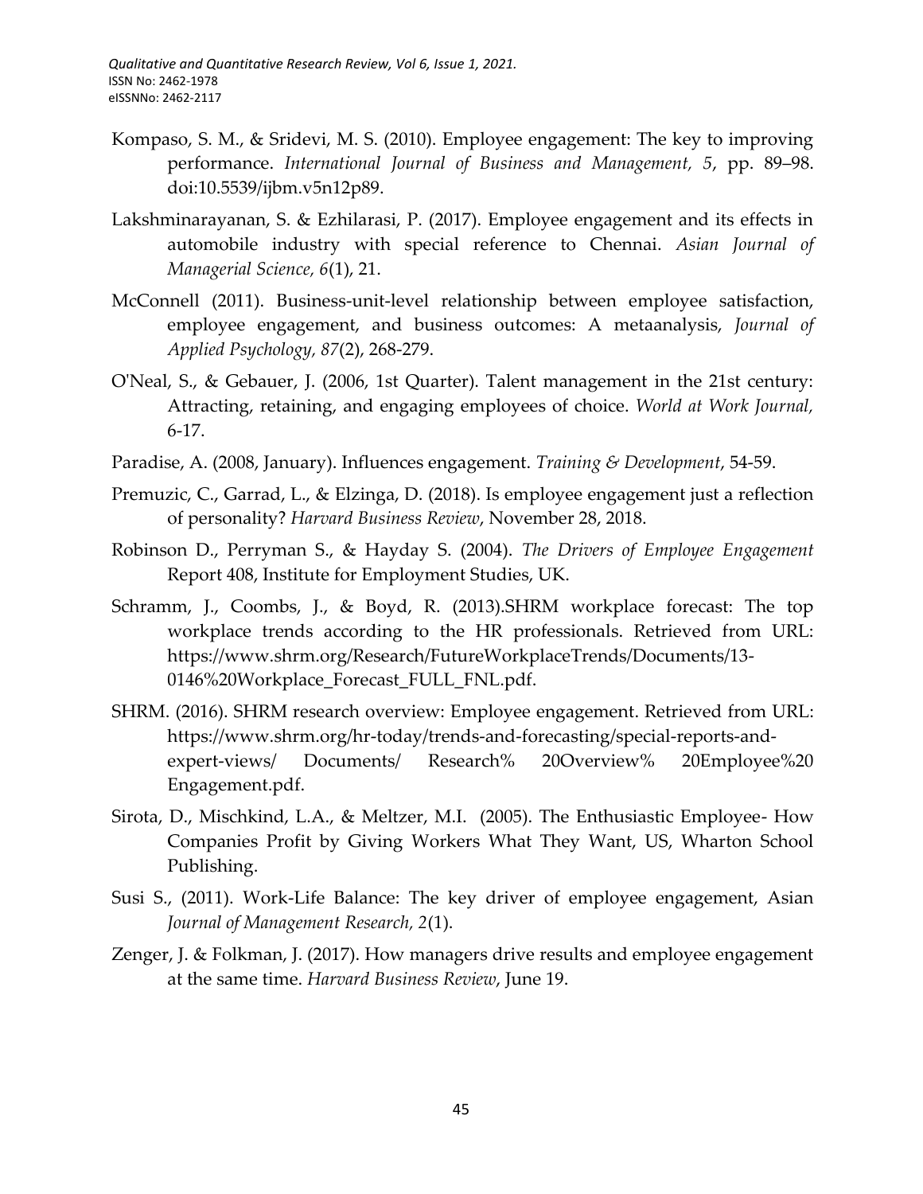Kompaso, S. M., & Sridevi, M. S. (2010). Employee engagement: The key to improving performance. *International Journal of Business and Management, 5*, pp. 89–98. doi:10.5539/ijbm.v5n12p89.

Lakshminarayanan, S. & Ezhilarasi, P. (2017). Employee engagement and its effects in automobile industry with special reference to Chennai. *Asian Journal of Managerial Science, 6*(1), 21.

McConnell (2011). Business-unit-level relationship between employee satisfaction, employee engagement, and business outcomes: A metaanalysis, *Journal of Applied Psychology, 87*(2), 268-279.

O'Neal, S., & Gebauer, J. (2006, 1st Quarter). Talent management in the 21st century: Attracting, retaining, and engaging employees of choice. *World at Work Journal,* 6-17.

Paradise, A. (2008, January). Influences engagement. *Training & Development*, 54-59.

Premuzic, C., Garrad, L., & Elzinga, D. (2018). Is employee engagement just a reflection of personality? *Harvard Business Review*, November 28, 2018.

Robinson D., Perryman S., & Hayday S. (2004). *The Drivers of Employee Engagement* Report 408, Institute for Employment Studies, UK.

Schramm, J., Coombs, J., & Boyd, R. (2013).SHRM workplace forecast: The top workplace trends according to the HR professionals. Retrieved from URL: https://www.shrm.org/Research/FutureWorkplaceTrends/Documents/13-0146%20Workplace_Forecast_FULL_FNL.pdf.

SHRM. (2016). SHRM research overview: Employee engagement. Retrieved from URL: https://www.shrm.org/hr-today/trends-and-forecasting/special-reports-and-expert-views/ Documents/ Research% 20Overview% 20Employee%20 Engagement.pdf.

Sirota, D., Mischkind, L.A., & Meltzer, M.I. (2005). The Enthusiastic Employee- How Companies Profit by Giving Workers What They Want, US, Wharton School Publishing.

Susi S., (2011). Work-Life Balance: The key driver of employee engagement, Asian *Journal of Management Research, 2*(1).

Zenger, J. & Folkman, J. (2017). How managers drive results and employee engagement at the same time. *Harvard Business Review*, June 19.